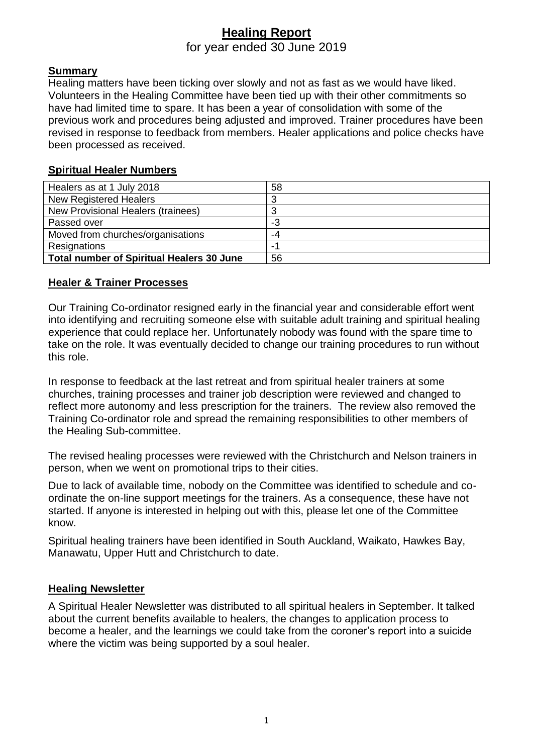# Healing Report

for year ended 30 June 2019

## Summary

Healing matters have been ticking over slowly and not as fast as we would have liked. Volunteers in the Healing Committee have been tied up with their other commitments so have had limited time to spare. It has been a year of consolidation with some of the previous work and procedures being adjusted and improved. Trainer procedures have been revised in response to feedback from members. Healer applications and police checks have been processed as received.

## Spiritual Healer Numbers

| Healers as at 1 July 2018 | 58 |
|---|---|
| New Registered Healers | 3 |
| New Provisional Healers (trainees) | 3 |
| Passed over | -3 |
| Moved from churches/organisations | -4 |
| Resignations | -1 |
| **Total number of Spiritual Healers 30 June** | 56 |

## Healer & Trainer Processes

Our Training Co-ordinator resigned early in the financial year and considerable effort went into identifying and recruiting someone else with suitable adult training and spiritual healing experience that could replace her. Unfortunately nobody was found with the spare time to take on the role. It was eventually decided to change our training procedures to run without this role.

In response to feedback at the last retreat and from spiritual healer trainers at some churches, training processes and trainer job description were reviewed and changed to reflect more autonomy and less prescription for the trainers. The review also removed the Training Co-ordinator role and spread the remaining responsibilities to other members of the Healing Sub-committee.

The revised healing processes were reviewed with the Christchurch and Nelson trainers in person, when we went on promotional trips to their cities.

Due to lack of available time, nobody on the Committee was identified to schedule and co-ordinate the on-line support meetings for the trainers. As a consequence, these have not started. If anyone is interested in helping out with this, please let one of the Committee know.

Spiritual healing trainers have been identified in South Auckland, Waikato, Hawkes Bay, Manawatu, Upper Hutt and Christchurch to date.

## Healing Newsletter

A Spiritual Healer Newsletter was distributed to all spiritual healers in September. It talked about the current benefits available to healers, the changes to application process to become a healer, and the learnings we could take from the coroner's report into a suicide where the victim was being supported by a soul healer.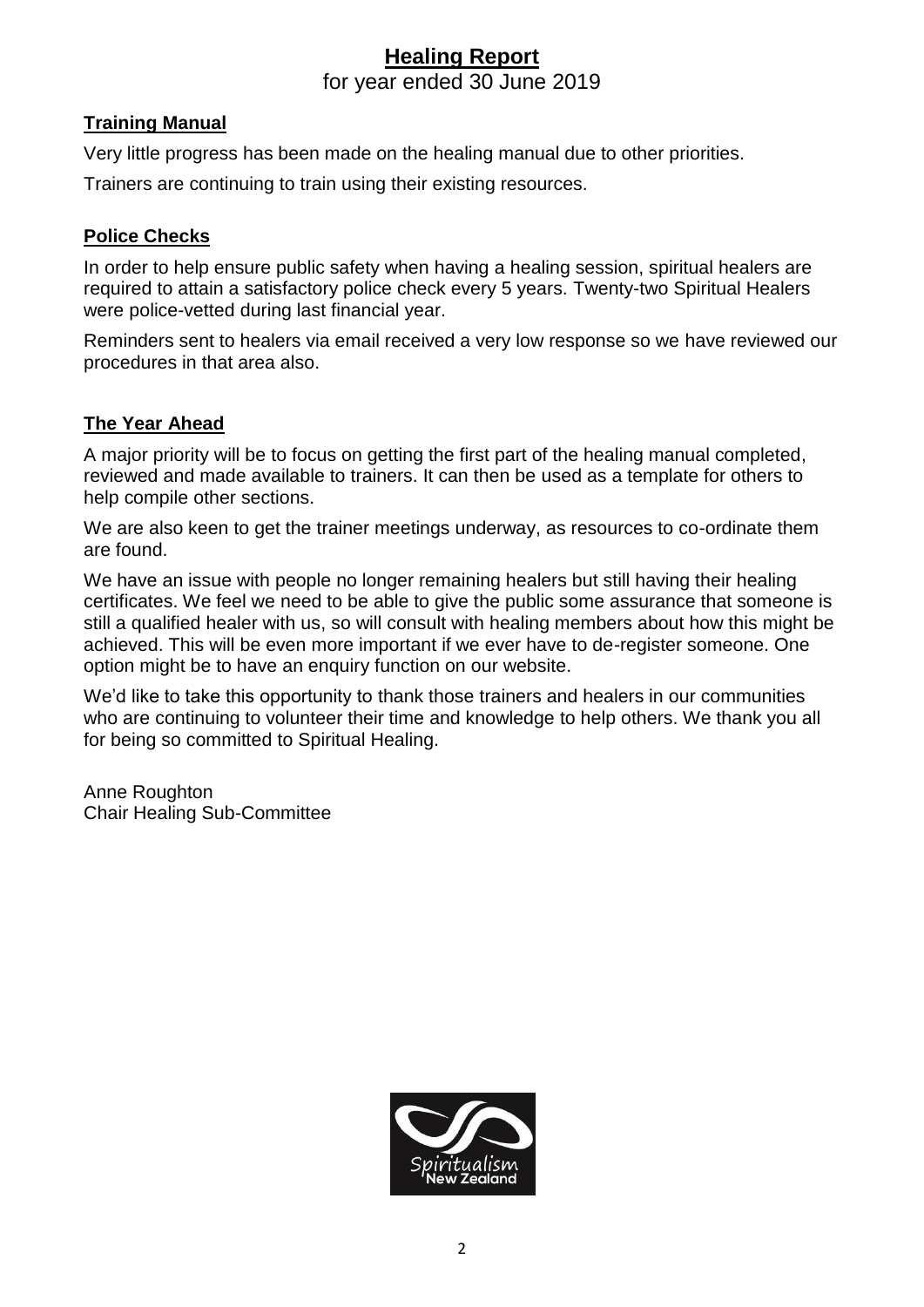# Healing Report

for year ended 30 June 2019

## Training Manual

Very little progress has been made on the healing manual due to other priorities.

Trainers are continuing to train using their existing resources.

## Police Checks

In order to help ensure public safety when having a healing session, spiritual healers are required to attain a satisfactory police check every 5 years. Twenty-two Spiritual Healers were police-vetted during last financial year.

Reminders sent to healers via email received a very low response so we have reviewed our procedures in that area also.

## The Year Ahead

A major priority will be to focus on getting the first part of the healing manual completed, reviewed and made available to trainers. It can then be used as a template for others to help compile other sections.

We are also keen to get the trainer meetings underway, as resources to co-ordinate them are found.

We have an issue with people no longer remaining healers but still having their healing certificates. We feel we need to be able to give the public some assurance that someone is still a qualified healer with us, so will consult with healing members about how this might be achieved. This will be even more important if we ever have to de-register someone. One option might be to have an enquiry function on our website.

We'd like to take this opportunity to thank those trainers and healers in our communities who are continuing to volunteer their time and knowledge to help others. We thank you all for being so committed to Spiritual Healing.

Anne Roughton
Chair Healing Sub-Committee

Spiritualism New Zealand